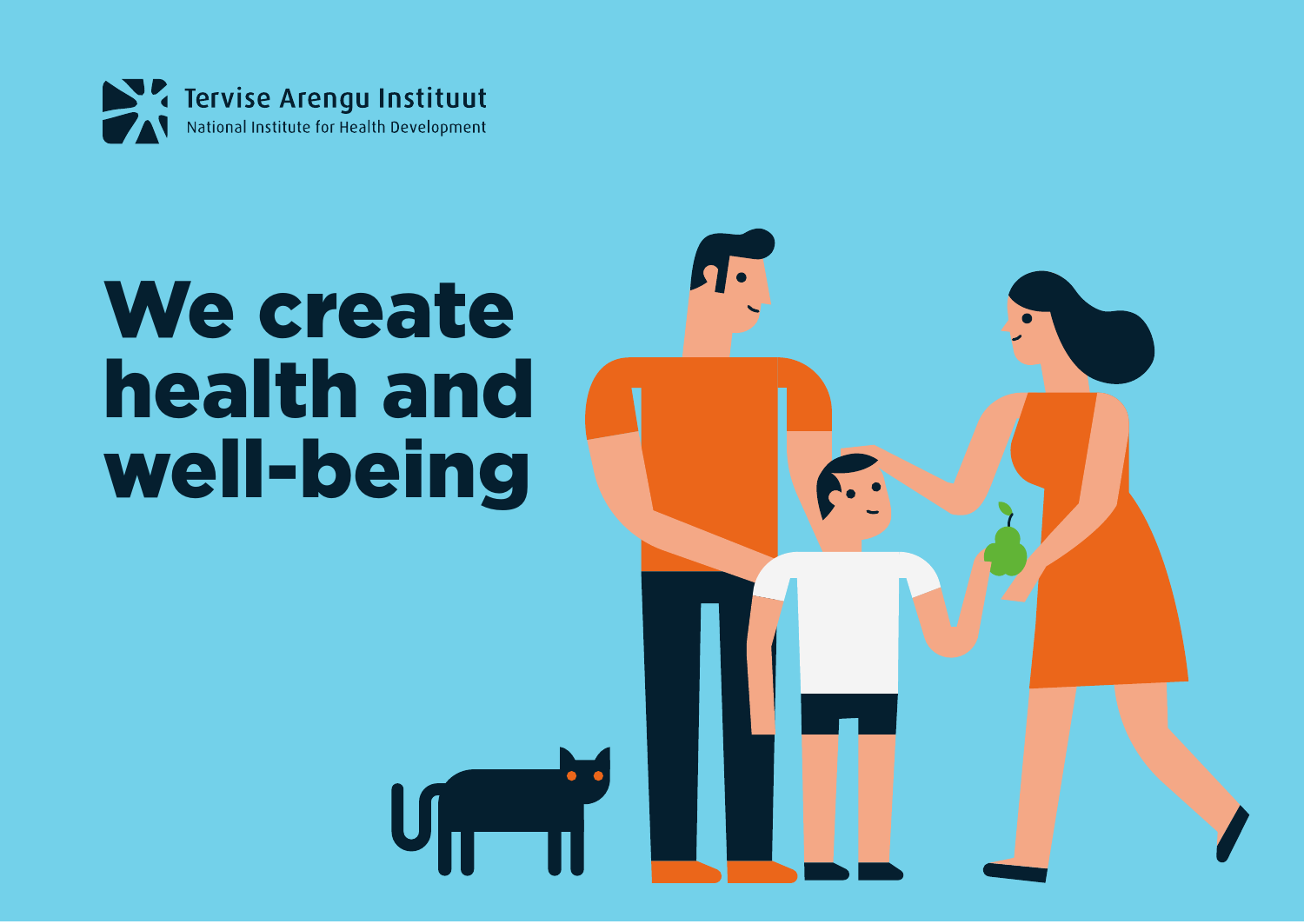Tervise Arengu Instituut

National Institute for Health Development

# We create health and well-being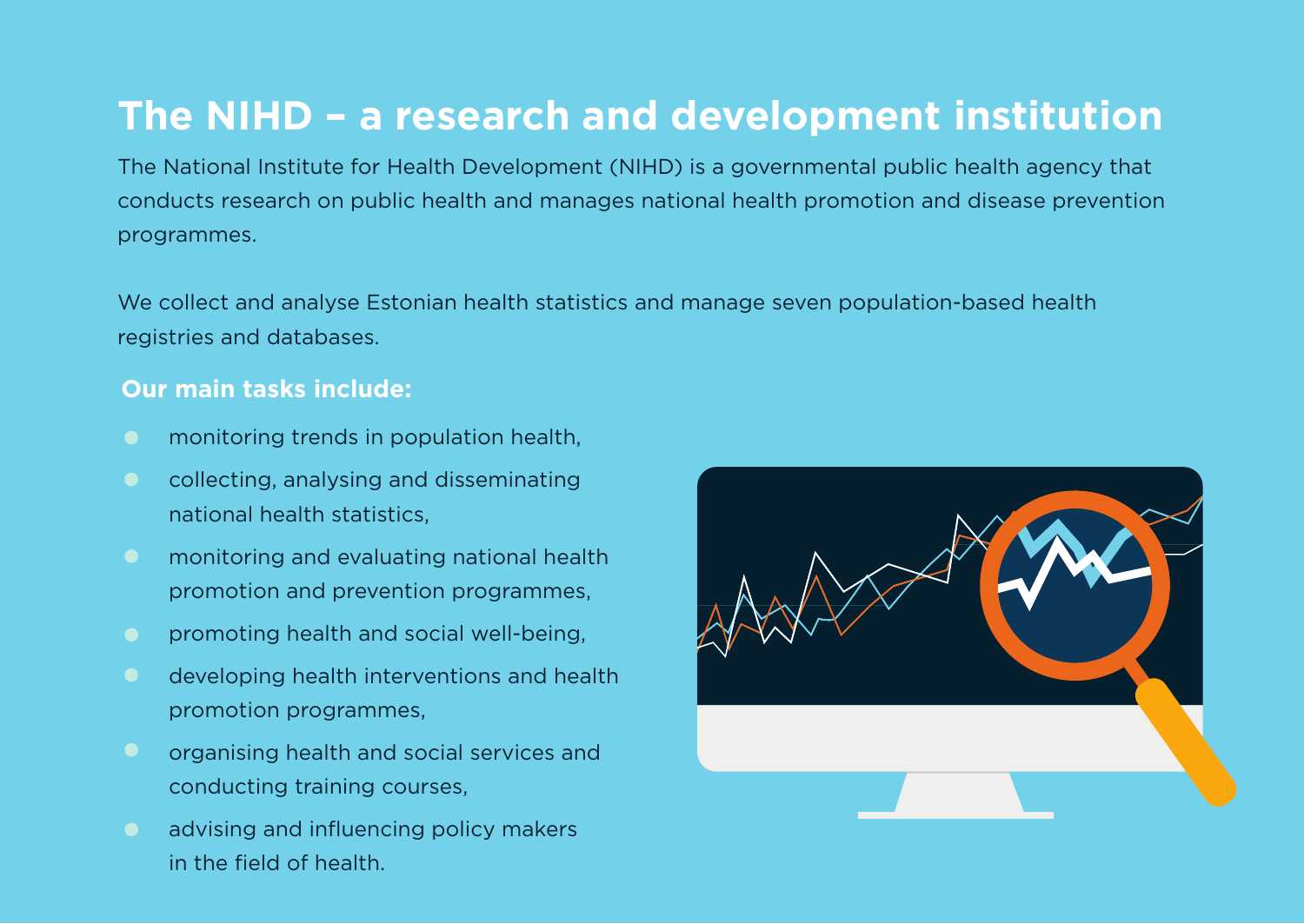# The NIHD – a research and development institution

The National Institute for Health Development (NIHD) is a governmental public health agency that conducts research on public health and manages national health promotion and disease prevention programmes.

We collect and analyse Estonian health statistics and manage seven population-based health registries and databases.

**Our main tasks include:**

- monitoring trends in population health,
- collecting, analysing and disseminating national health statistics,
- monitoring and evaluating national health promotion and prevention programmes,
- promoting health and social well-being,
- developing health interventions and health promotion programmes,
- organising health and social services and conducting training courses,
- advising and influencing policy makers in the field of health.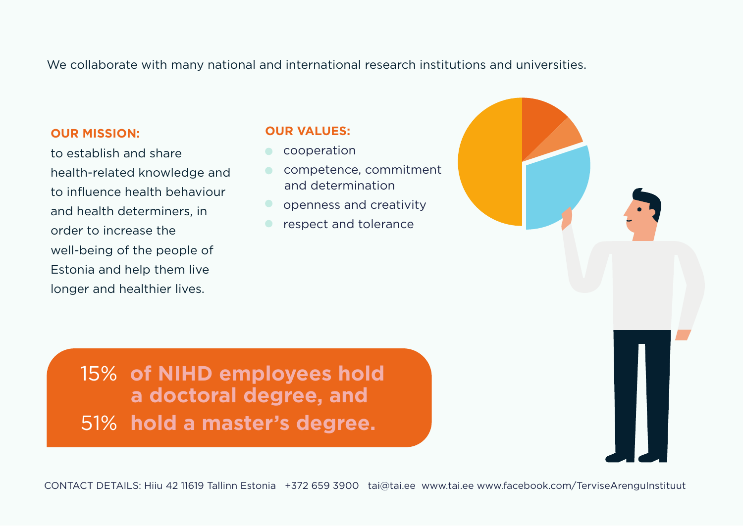We collaborate with many national and international research institutions and universities.

**OUR MISSION:**

to establish and share health-related knowledge and to influence health behaviour and health determiners, in order to increase the well-being of the people of Estonia and help them live longer and healthier lives.

**OUR VALUES:**

- cooperation
- competence, commitment and determination
- openness and creativity
- respect and tolerance

15% **of NIHD employees hold a doctoral degree, and**
51% **hold a master's degree.**

CONTACT DETAILS: Hiiu 42 11619 Tallinn Estonia +372 659 3900 tai@tai.ee www.tai.ee www.facebook.com/TerviseArenguInstituut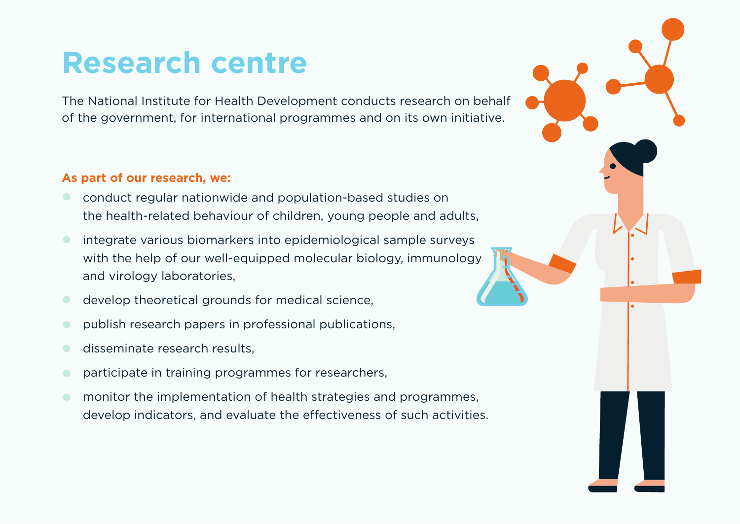# Research centre

The National Institute for Health Development conducts research on behalf of the government, for international programmes and on its own initiative.

**As part of our research, we:**

- conduct regular nationwide and population-based studies on the health-related behaviour of children, young people and adults,
- integrate various biomarkers into epidemiological sample surveys with the help of our well-equipped molecular biology, immunology and virology laboratories,
- develop theoretical grounds for medical science,
- publish research papers in professional publications,
- disseminate research results,
- participate in training programmes for researchers,
- monitor the implementation of health strategies and programmes, develop indicators, and evaluate the effectiveness of such activities.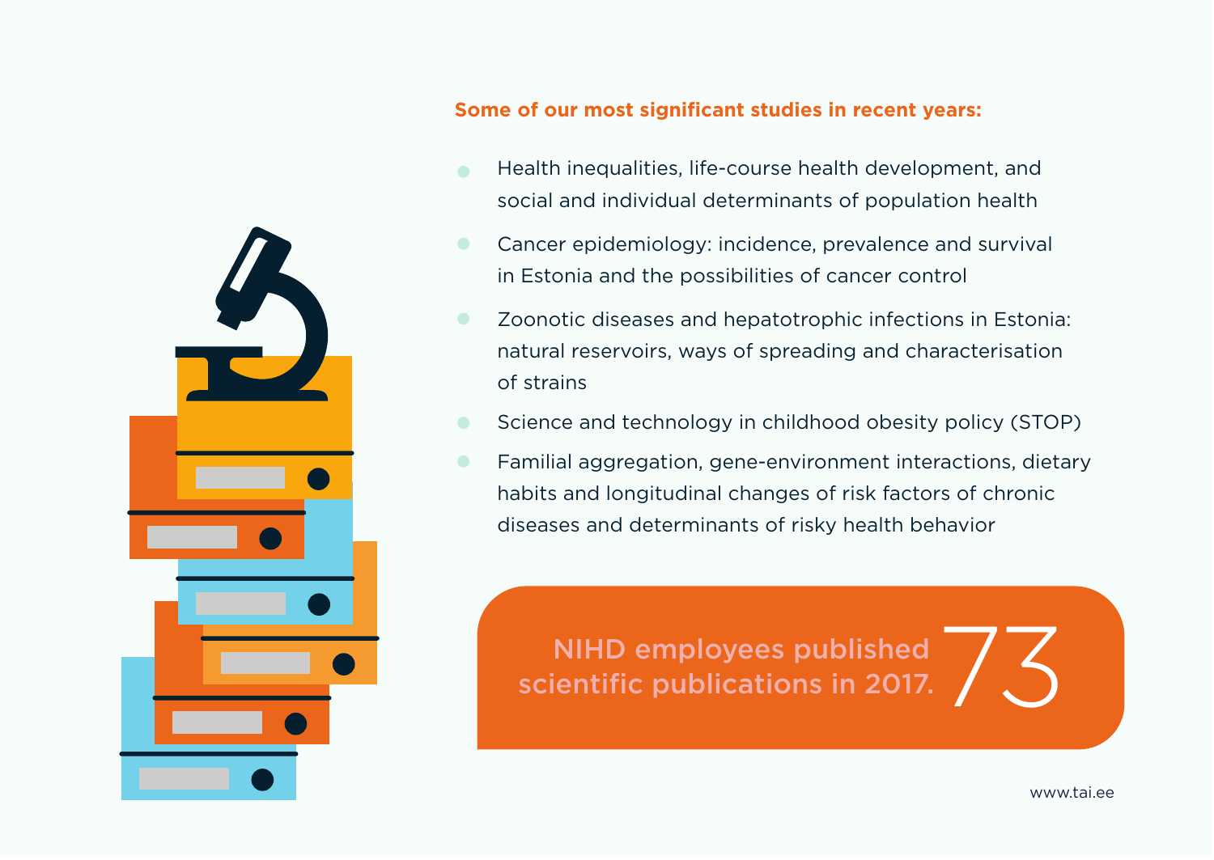**Some of our most significant studies in recent years:**

- Health inequalities, life-course health development, and social and individual determinants of population health
- Cancer epidemiology: incidence, prevalence and survival in Estonia and the possibilities of cancer control
- Zoonotic diseases and hepatotrophic infections in Estonia: natural reservoirs, ways of spreading and characterisation of strains
- Science and technology in childhood obesity policy (STOP)
- Familial aggregation, gene-environment interactions, dietary habits and longitudinal changes of risk factors of chronic diseases and determinants of risky health behavior

NIHD employees published 73 scientific publications in 2017.

www.tai.ee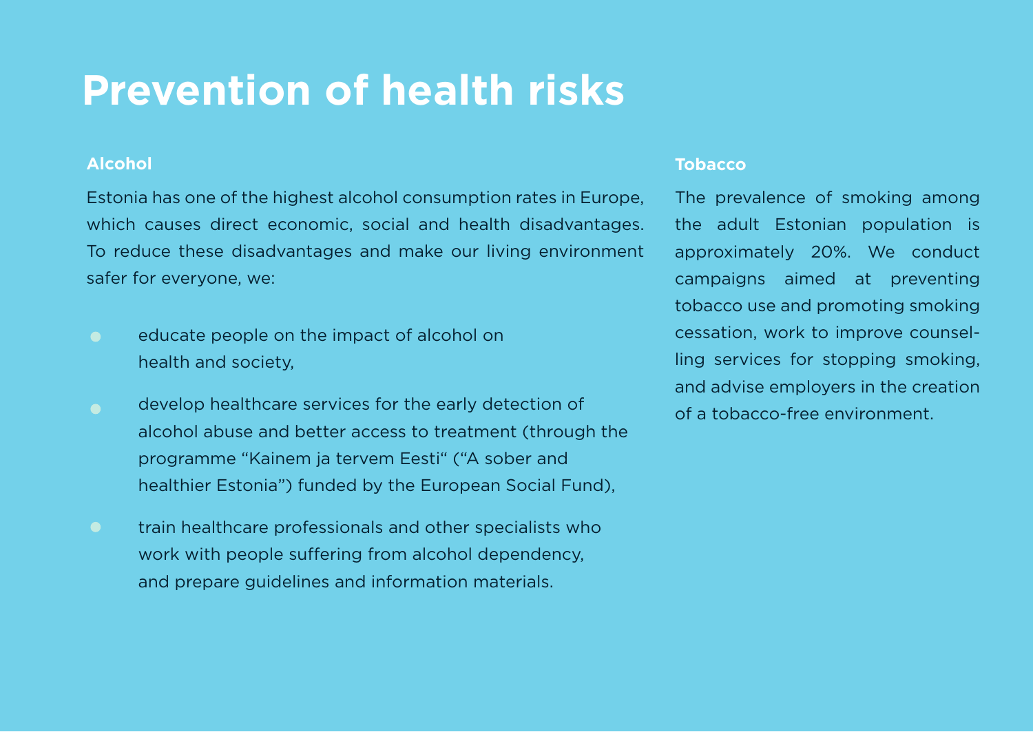# Prevention of health risks

### Alcohol

Estonia has one of the highest alcohol consumption rates in Europe, which causes direct economic, social and health disadvantages. To reduce these disadvantages and make our living environment safer for everyone, we:

- educate people on the impact of alcohol on health and society,
- develop healthcare services for the early detection of alcohol abuse and better access to treatment (through the programme "Kainem ja tervem Eesti" ("A sober and healthier Estonia") funded by the European Social Fund),
- train healthcare professionals and other specialists who work with people suffering from alcohol dependency, and prepare guidelines and information materials.

### Tobacco

The prevalence of smoking among the adult Estonian population is approximately 20%. We conduct campaigns aimed at preventing tobacco use and promoting smoking cessation, work to improve counselling services for stopping smoking, and advise employers in the creation of a tobacco-free environment.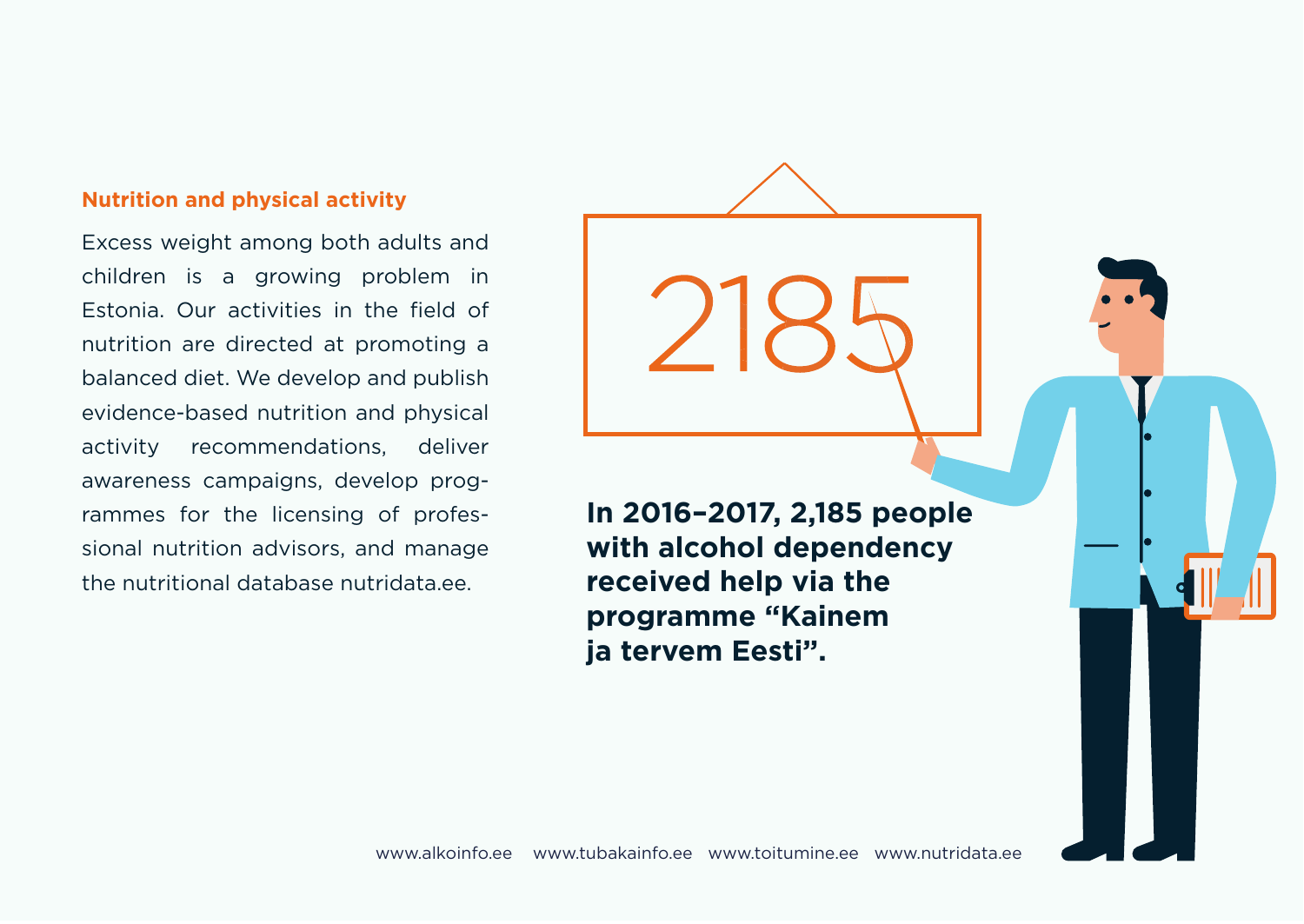### Nutrition and physical activity

Excess weight among both adults and children is a growing problem in Estonia. Our activities in the field of nutrition are directed at promoting a balanced diet. We develop and publish evidence-based nutrition and physical activity recommendations, deliver awareness campaigns, develop programmes for the licensing of professional nutrition advisors, and manage the nutritional database nutridata.ee.

2185

**In 2016–2017, 2,185 people with alcohol dependency received help via the programme "Kainem ja tervem Eesti".**

www.alkoinfo.ee www.tubakainfo.ee www.toitumine.ee www.nutridata.ee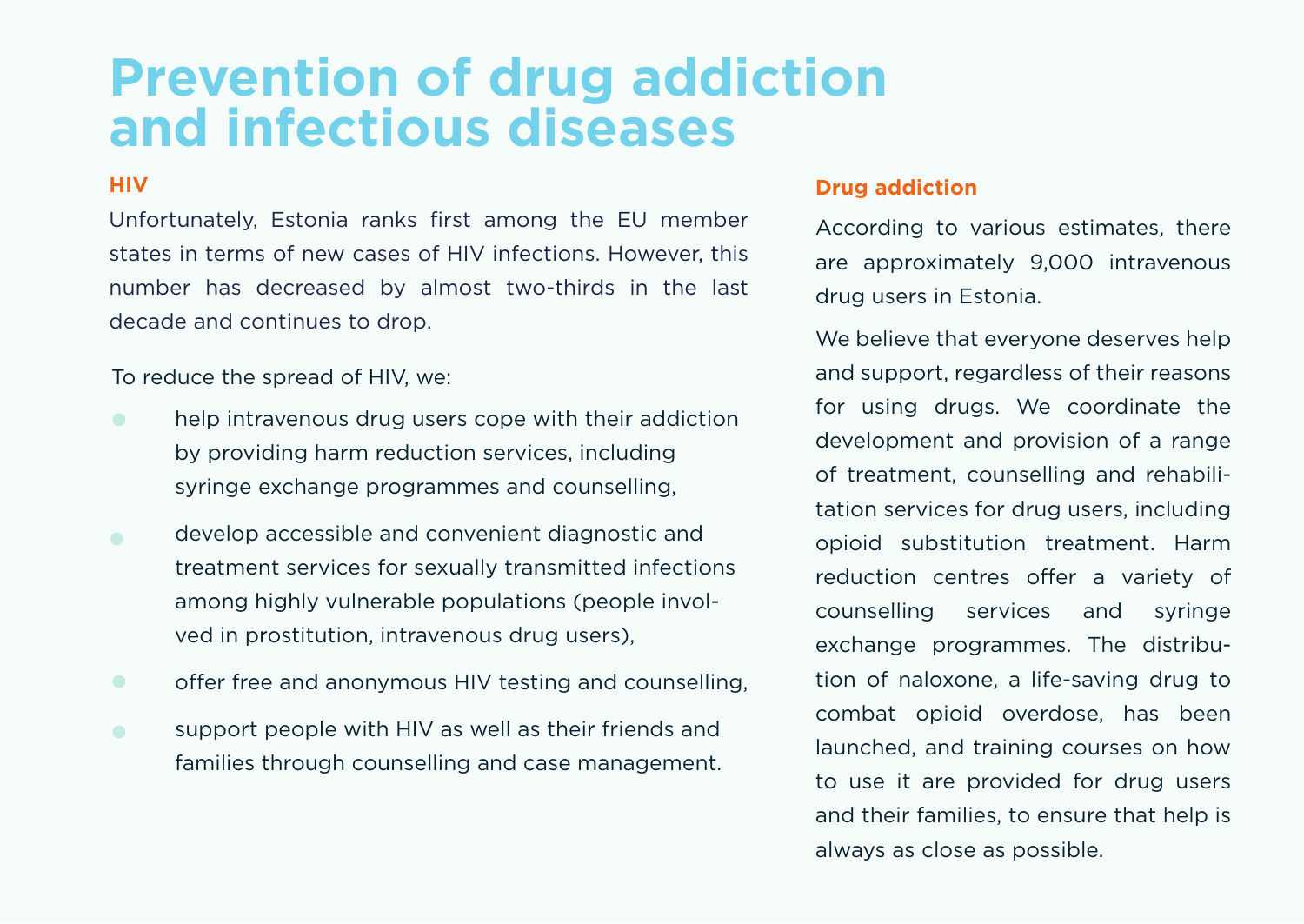# Prevention of drug addiction and infectious diseases

### HIV

Unfortunately, Estonia ranks first among the EU member states in terms of new cases of HIV infections. However, this number has decreased by almost two-thirds in the last decade and continues to drop.

To reduce the spread of HIV, we:

- help intravenous drug users cope with their addiction by providing harm reduction services, including syringe exchange programmes and counselling,
- develop accessible and convenient diagnostic and treatment services for sexually transmitted infections among highly vulnerable populations (people involved in prostitution, intravenous drug users),
- offer free and anonymous HIV testing and counselling,
- support people with HIV as well as their friends and families through counselling and case management.

### Drug addiction

According to various estimates, there are approximately 9,000 intravenous drug users in Estonia.

We believe that everyone deserves help and support, regardless of their reasons for using drugs. We coordinate the development and provision of a range of treatment, counselling and rehabilitation services for drug users, including opioid substitution treatment. Harm reduction centres offer a variety of counselling services and syringe exchange programmes. The distribution of naloxone, a life-saving drug to combat opioid overdose, has been launched, and training courses on how to use it are provided for drug users and their families, to ensure that help is always as close as possible.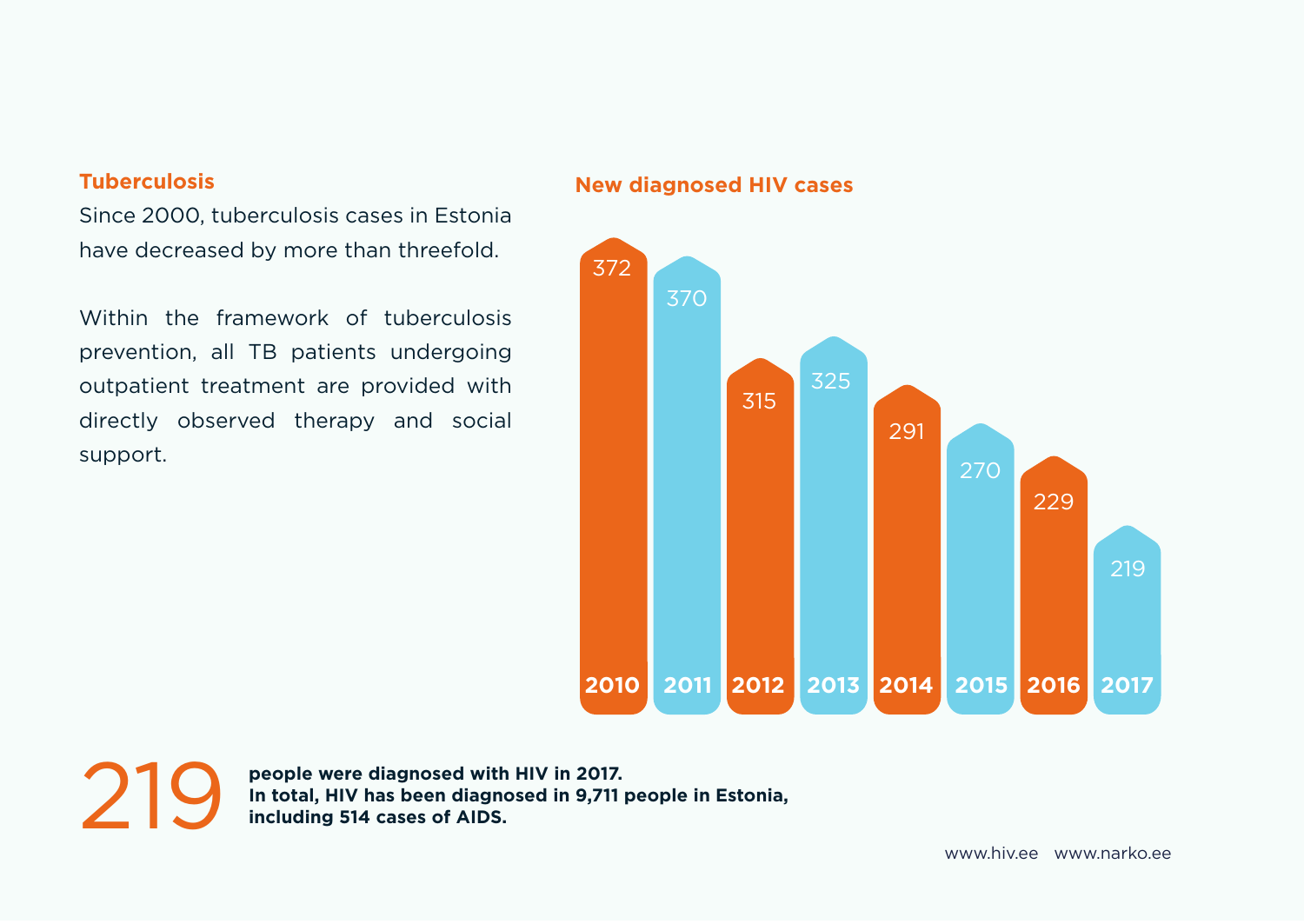## Tuberculosis

Since 2000, tuberculosis cases in Estonia have decreased by more than threefold.

Within the framework of tuberculosis prevention, all TB patients undergoing outpatient treatment are provided with directly observed therapy and social support.

## New diagnosed HIV cases

| Year | Cases |
|---|---|
| 2010 | 372 |
| 2011 | 370 |
| 2012 | 315 |
| 2013 | 325 |
| 2014 | 291 |
| 2015 | 270 |
| 2016 | 229 |
| 2017 | 219 |

219 **people were diagnosed with HIV in 2017. In total, HIV has been diagnosed in 9,711 people in Estonia, including 514 cases of AIDS.**

www.hiv.ee www.narko.ee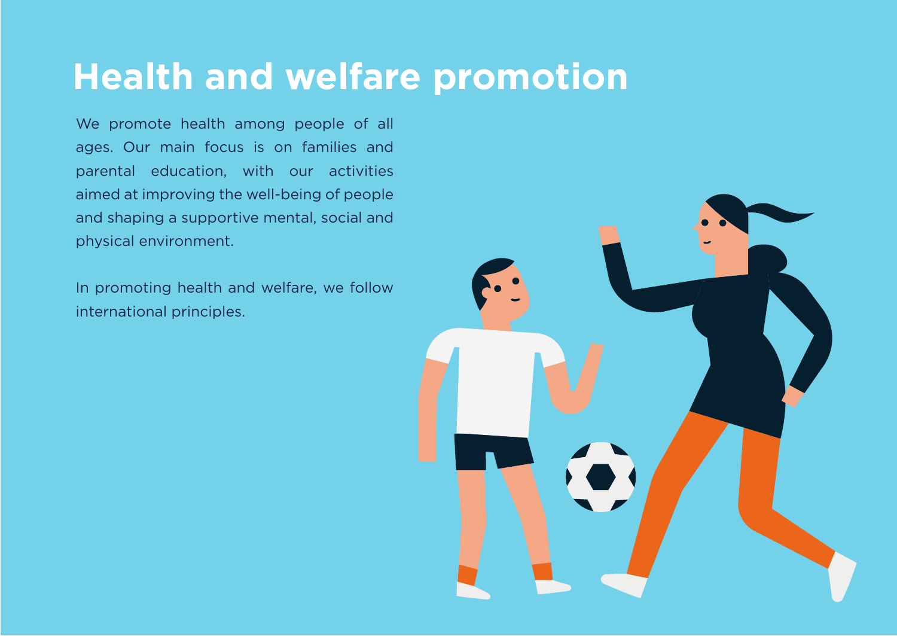# Health and welfare promotion

We promote health among people of all ages. Our main focus is on families and parental education, with our activities aimed at improving the well-being of people and shaping a supportive mental, social and physical environment.

In promoting health and welfare, we follow international principles.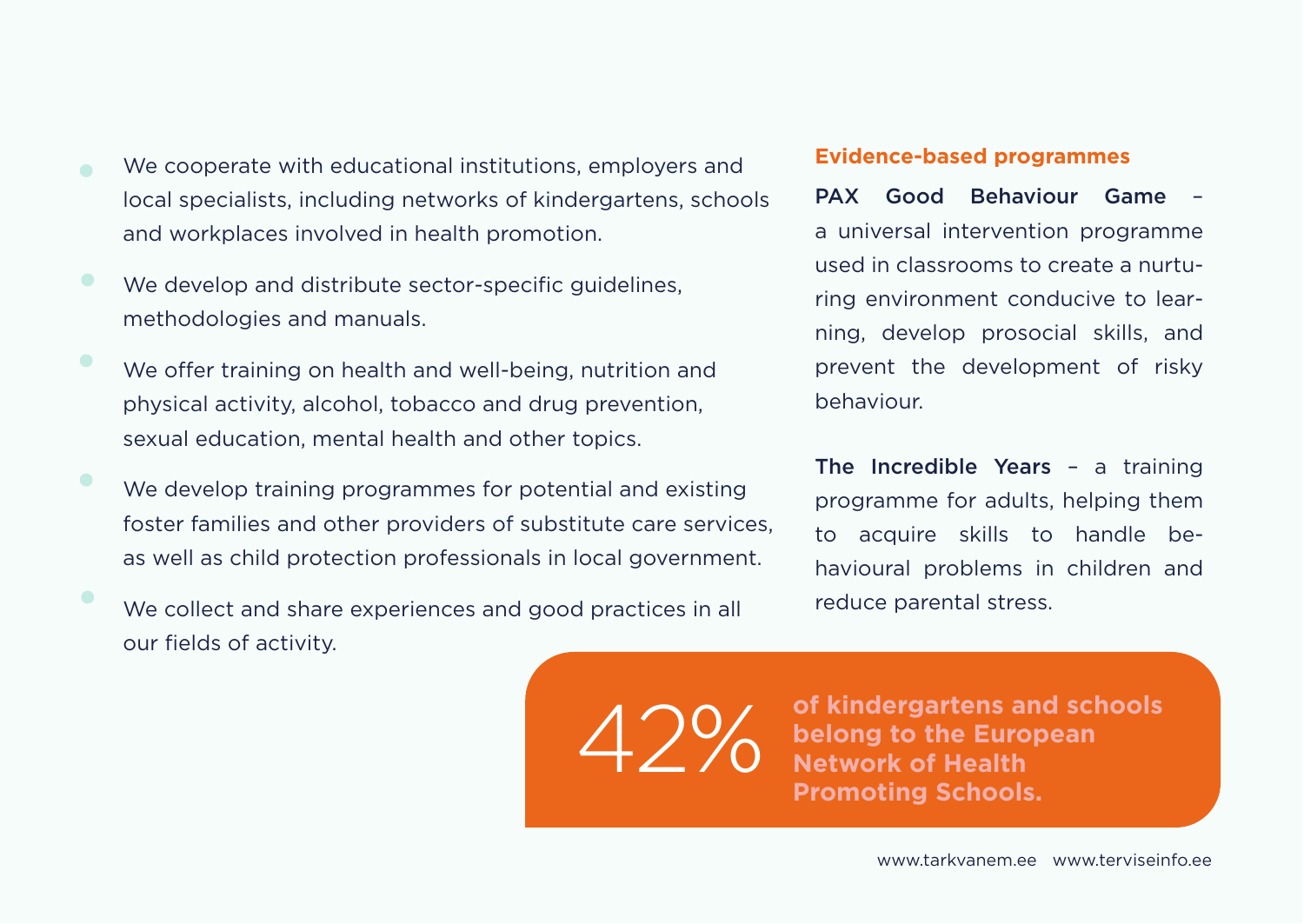- We cooperate with educational institutions, employers and local specialists, including networks of kindergartens, schools and workplaces involved in health promotion.
- We develop and distribute sector-specific guidelines, methodologies and manuals.
- We offer training on health and well-being, nutrition and physical activity, alcohol, tobacco and drug prevention, sexual education, mental health and other topics.
- We develop training programmes for potential and existing foster families and other providers of substitute care services, as well as child protection professionals in local government.
- We collect and share experiences and good practices in all our fields of activity.

### Evidence-based programmes

**PAX Good Behaviour Game** – a universal intervention programme used in classrooms to create a nurturing environment conducive to learning, develop prosocial skills, and prevent the development of risky behaviour.

**The Incredible Years** – a training programme for adults, helping them to acquire skills to handle behavioural problems in children and reduce parental stress.

42% **of kindergartens and schools belong to the European Network of Health Promoting Schools.**

www.tarkvanem.ee www.terviseinfo.ee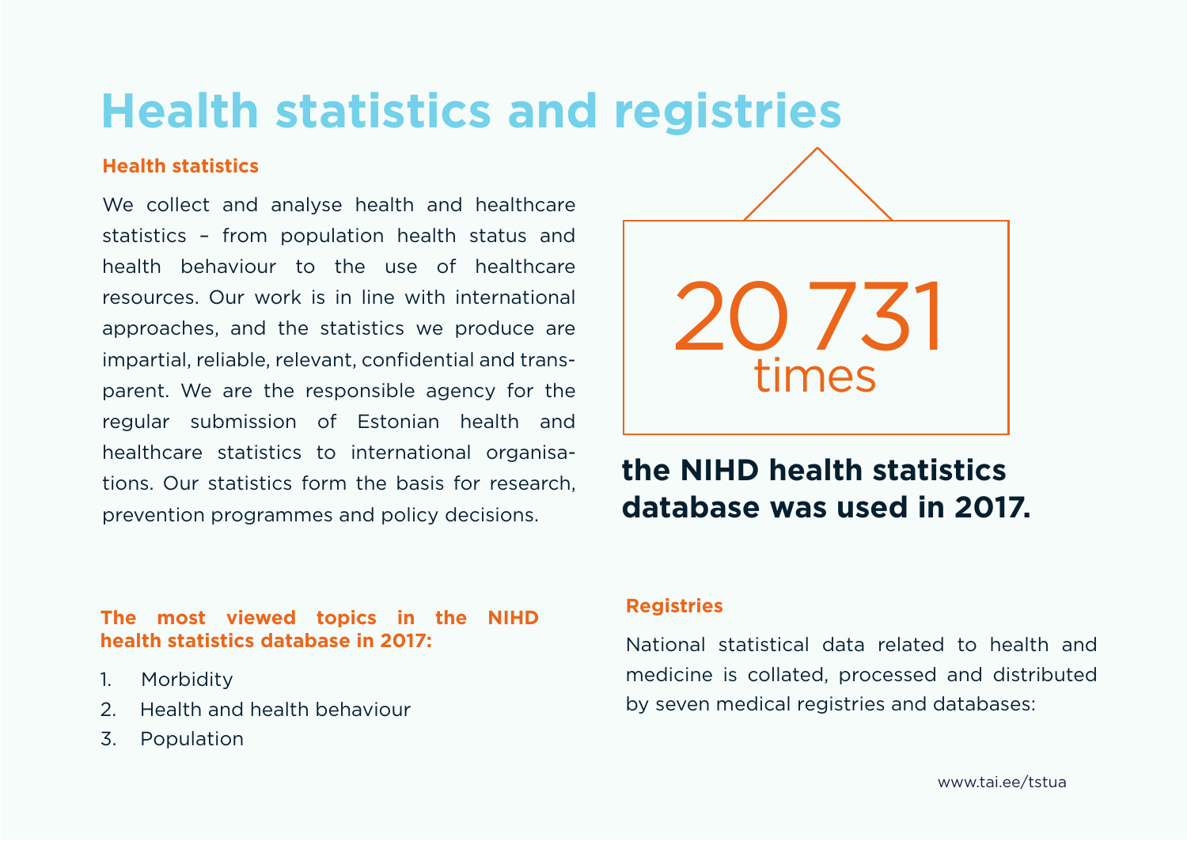# Health statistics and registries

### Health statistics

We collect and analyse health and healthcare statistics – from population health status and health behaviour to the use of healthcare resources. Our work is in line with international approaches, and the statistics we produce are impartial, reliable, relevant, confidential and transparent. We are the responsible agency for the regular submission of Estonian health and healthcare statistics to international organisations. Our statistics form the basis for research, prevention programmes and policy decisions.

**20 731 times**

**the NIHD health statistics database was used in 2017.**

### The most viewed topics in the NIHD health statistics database in 2017:

1. Morbidity
2. Health and health behaviour
3. Population

### Registries

National statistical data related to health and medicine is collated, processed and distributed by seven medical registries and databases:

www.tai.ee/tstua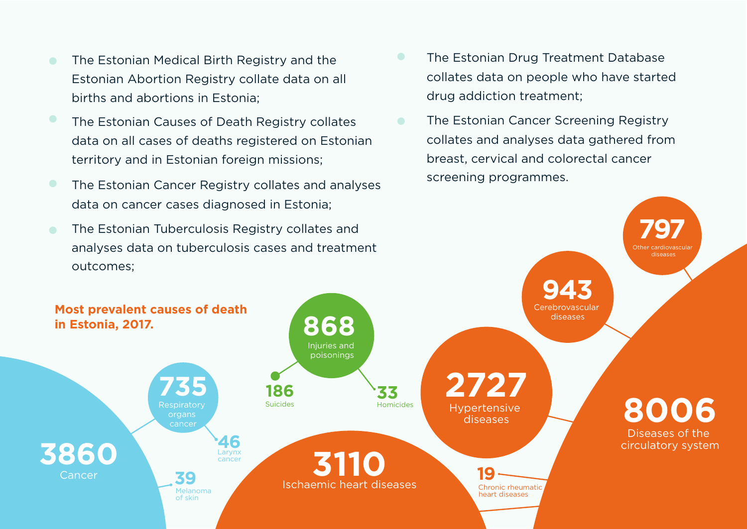- The Estonian Medical Birth Registry and the Estonian Abortion Registry collate data on all births and abortions in Estonia;
- The Estonian Causes of Death Registry collates data on all cases of deaths registered on Estonian territory and in Estonian foreign missions;
- The Estonian Cancer Registry collates and analyses data on cancer cases diagnosed in Estonia;
- The Estonian Tuberculosis Registry collates and analyses data on tuberculosis cases and treatment outcomes;
- The Estonian Drug Treatment Database collates data on people who have started drug addiction treatment;
- The Estonian Cancer Screening Registry collates and analyses data gathered from breast, cervical and colorectal cancer screening programmes.

**Most prevalent causes of death in Estonia, 2017.**

- 3860 Cancer
  - 735 Respiratory organs cancer
  - 46 Larynx cancer
  - 39 Melanoma of skin
- 868 Injuries and poisonings
  - 186 Suicides
  - 33 Homicides
- 8006 Diseases of the circulatory system
  - 3110 Ischaemic heart diseases
  - 2727 Hypertensive diseases
  - 943 Cerebrovascular diseases
  - 797 Other cardiovascular diseases
  - 19 Chronic rheumatic heart diseases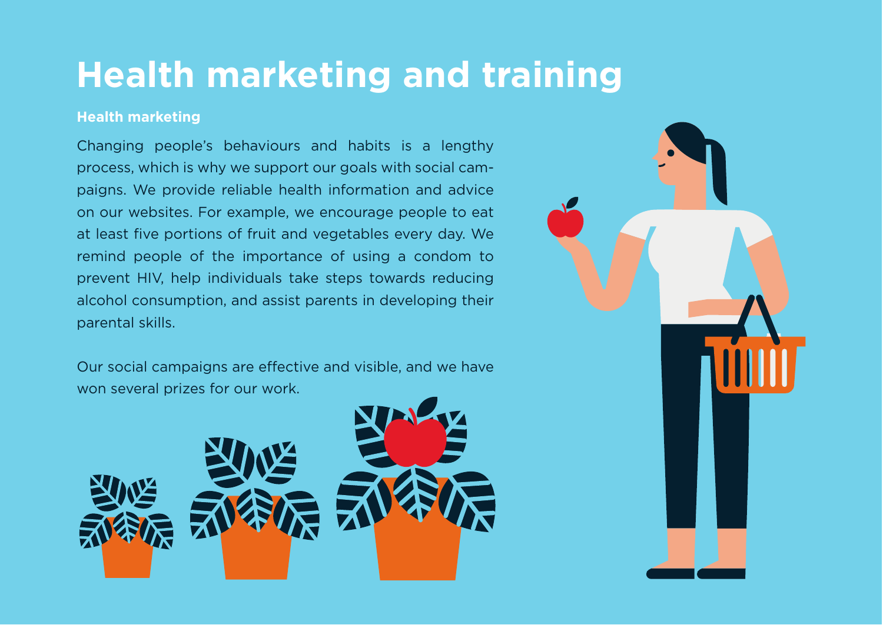# Health marketing and training

### Health marketing

Changing people's behaviours and habits is a lengthy process, which is why we support our goals with social campaigns. We provide reliable health information and advice on our websites. For example, we encourage people to eat at least five portions of fruit and vegetables every day. We remind people of the importance of using a condom to prevent HIV, help individuals take steps towards reducing alcohol consumption, and assist parents in developing their parental skills.

Our social campaigns are effective and visible, and we have won several prizes for our work.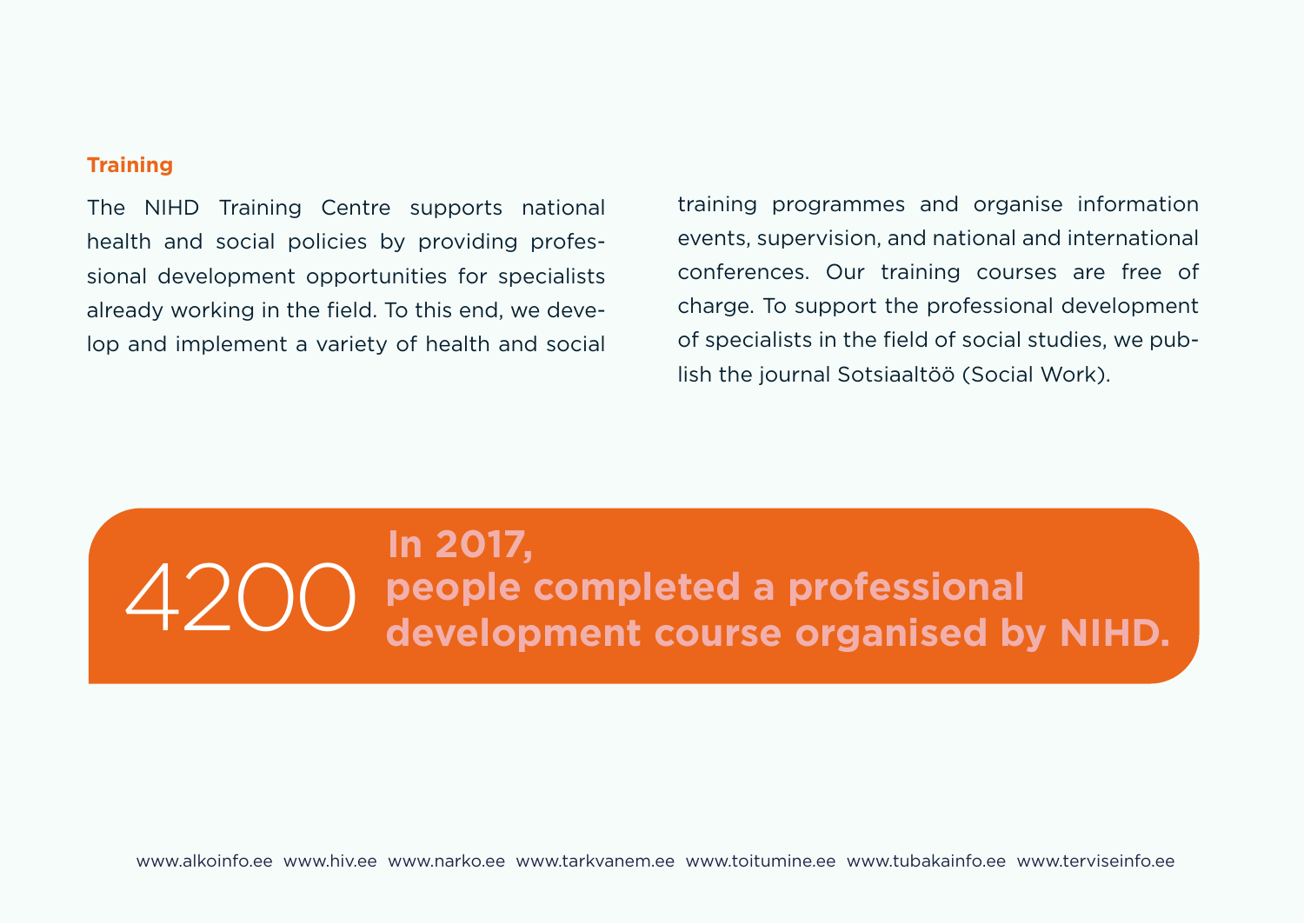### Training

The NIHD Training Centre supports national health and social policies by providing professional development opportunities for specialists already working in the field. To this end, we develop and implement a variety of health and social training programmes and organise information events, supervision, and national and international conferences. Our training courses are free of charge. To support the professional development of specialists in the field of social studies, we publish the journal Sotsiaaltöö (Social Work).

4200 **In 2017, people completed a professional development course organised by NIHD.**

www.alkoinfo.ee www.hiv.ee www.narko.ee www.tarkvanem.ee www.toitumine.ee www.tubakainfo.ee www.terviseinfo.ee